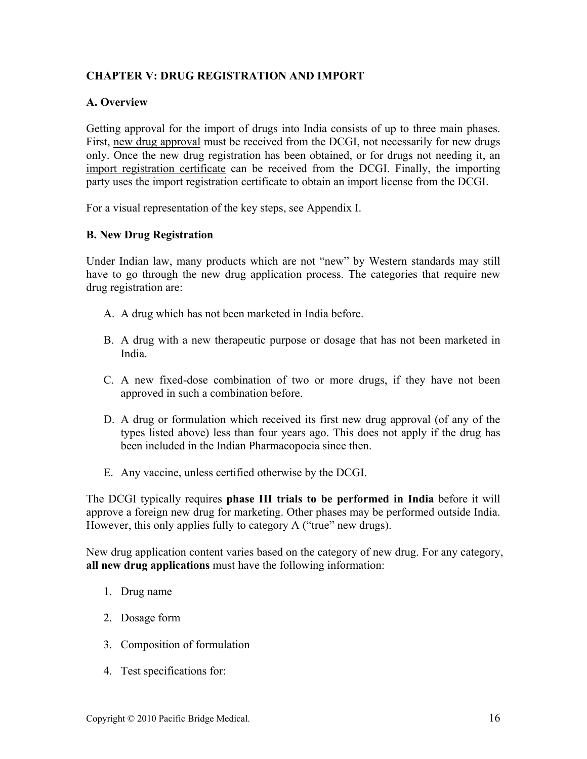## CHAPTER V: DRUG REGISTRATION AND IMPORT

### A. Overview

Getting approval for the import of drugs into India consists of up to three main phases. First, new drug approval must be received from the DCGI, not necessarily for new drugs only. Once the new drug registration has been obtained, or for drugs not needing it, an import registration certificate can be received from the DCGI. Finally, the importing party uses the import registration certificate to obtain an import license from the DCGI.

For a visual representation of the key steps, see Appendix I.

### B. New Drug Registration

Under Indian law, many products which are not "new" by Western standards may still have to go through the new drug application process. The categories that require new drug registration are:

A. A drug which has not been marketed in India before.

B. A drug with a new therapeutic purpose or dosage that has not been marketed in India.

C. A new fixed-dose combination of two or more drugs, if they have not been approved in such a combination before.

D. A drug or formulation which received its first new drug approval (of any of the types listed above) less than four years ago. This does not apply if the drug has been included in the Indian Pharmacopoeia since then.

E. Any vaccine, unless certified otherwise by the DCGI.

The DCGI typically requires **phase III trials to be performed in India** before it will approve a foreign new drug for marketing. Other phases may be performed outside India. However, this only applies fully to category A ("true" new drugs).

New drug application content varies based on the category of new drug. For any category, **all new drug applications** must have the following information:

1. Drug name
2. Dosage form
3. Composition of formulation
4. Test specifications for: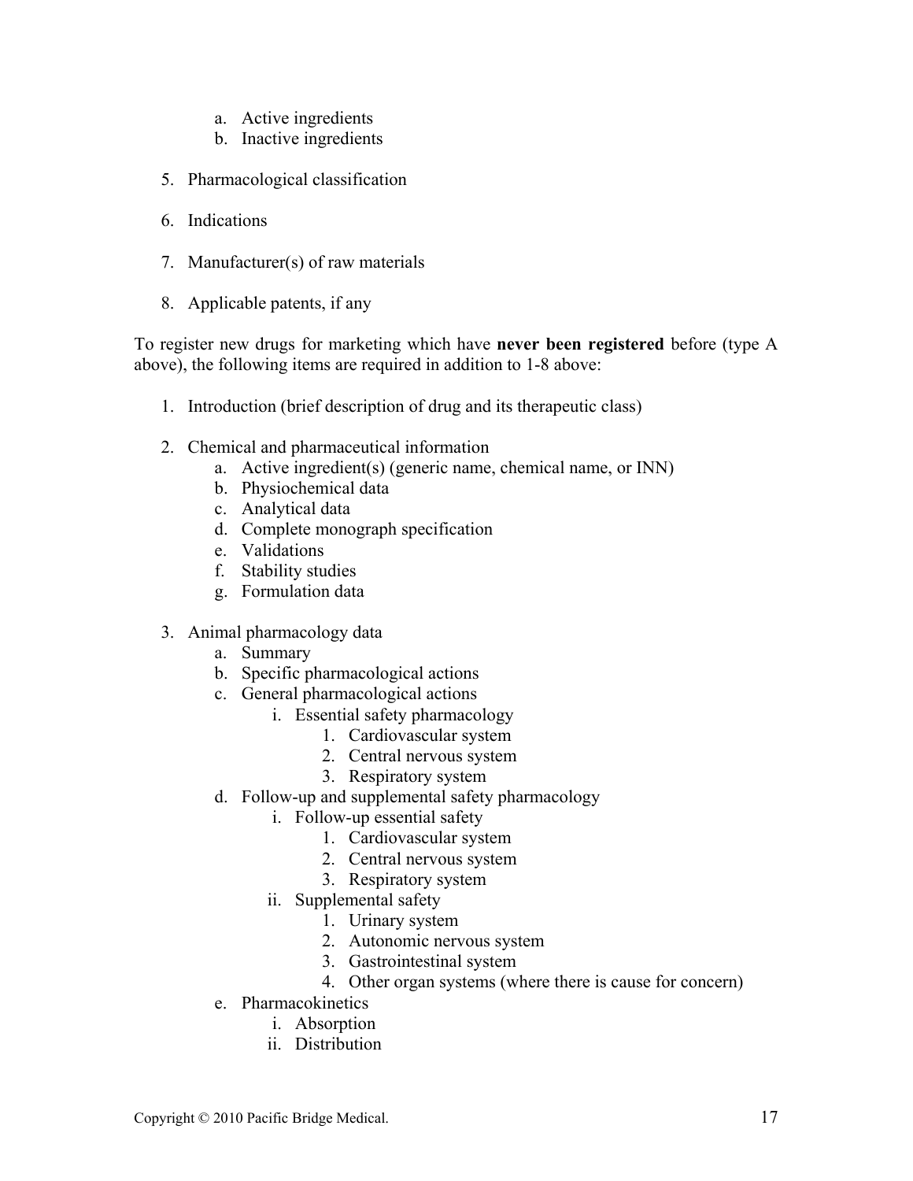a. Active ingredients
   b. Inactive ingredients

5. Pharmacological classification

6. Indications

7. Manufacturer(s) of raw materials

8. Applicable patents, if any

To register new drugs for marketing which have **never been registered** before (type A above), the following items are required in addition to 1-8 above:

1. Introduction (brief description of drug and its therapeutic class)

2. Chemical and pharmaceutical information
   a. Active ingredient(s) (generic name, chemical name, or INN)
   b. Physiochemical data
   c. Analytical data
   d. Complete monograph specification
   e. Validations
   f. Stability studies
   g. Formulation data

3. Animal pharmacology data
   a. Summary
   b. Specific pharmacological actions
   c. General pharmacological actions
      i. Essential safety pharmacology
         1. Cardiovascular system
         2. Central nervous system
         3. Respiratory system
   d. Follow-up and supplemental safety pharmacology
      i. Follow-up essential safety
         1. Cardiovascular system
         2. Central nervous system
         3. Respiratory system
      ii. Supplemental safety
         1. Urinary system
         2. Autonomic nervous system
         3. Gastrointestinal system
         4. Other organ systems (where there is cause for concern)
   e. Pharmacokinetics
      i. Absorption
      ii. Distribution